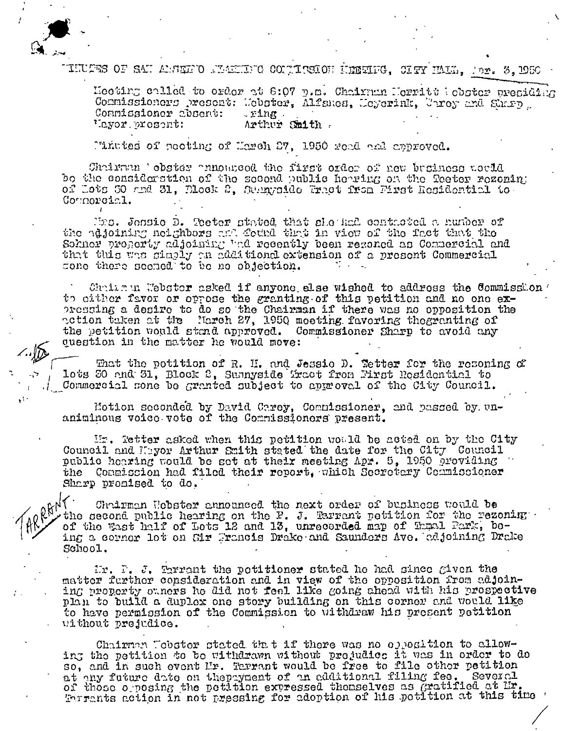MINUTES OF SAN ANSELMO PLANNING COMMISSION MEETING, CITY HALL, Apr. 3, 1950

Meeting called to order at 8:07 p.m. Chairman Merritt Webster presiding
Commissioners present: Webster, Alfsnes, Meyerink, Carey and Sharp.
Commissioner absent: Ring
Mayor present: Arthur Smith

Minutes of meeting of March 27, 1950 read and approved.

Chairman Webster announced the first order of new business would be the consideration of the second public hearing on the Teeter rezoning of Lots 30 and 31, Block 2, Sunnyside Tract from First Residential to Commercial.

Mrs. Jessie D. Teeter stated that she had contacted a number of the adjoining neighbors and found that in view of the fact that the Sohner property adjoining had recently been rezoned as Commercial and that this was simply an additional extension of a present Commercial zone there seemed to be no objection.

Chairman Webster asked if anyone else wished to address the Commission to either favor or oppose the granting of this petition and no one expressing a desire to do so the Chairman if there was no opposition the action taken at the March 27, 1950 meeting favoring thegranting of the petition would stand approved. Commissioner Sharp to avoid any question in the matter he would move:

That the petition of R. H. and Jessie D. Tetter for the rezoning of lots 30 and 31, Block 2, Sunnyside Tract from First Residential to Commercial zone be granted subject to approval of the City Council.

Motion seconded by David Carey, Commissioner, and passed by unaniminous voice vote of the Commissioners present.

Mr. Tetter asked when this petition would be acted on by the City Council and Mayor Arthur Smith stated the date for the City Council public hearing would be set at their meeting Apr. 5, 1950 providing the Commission had filed their report, which Secretary Commissioner Sharp promised to do.

TARRANT

Chairman Webster announced the next order of business would be the second public hearing on the P. J. Tarrant petition for the rezoning of the East half of Lots 12 and 13, unrecorded map of Tamal Park, being a corner lot on Sir Francis Drake and Saunders Ave. adjoining Drake School.

Mr. P. J. Tarrant the petitioner stated he had since given the matter further consideration and in view of the opposition from adjoining property owners he did not feel like going ahead with his prospective plan to build a duplex one story building on this corner and would like to have permission of the Commission to withdraw his present petition without prejudice.

Chairman Webster stated that if there was no opposition to allowing the petition to be withdrawn without prejudice it was in order to do so, and in such event Mr. Tarrant would be free to file other petition at any future date on thepayment of an additional filing fee. Several of those opposing the petition expressed themselves as gratified at Mr. Tarrants action in not pressing for adoption of his petition at this time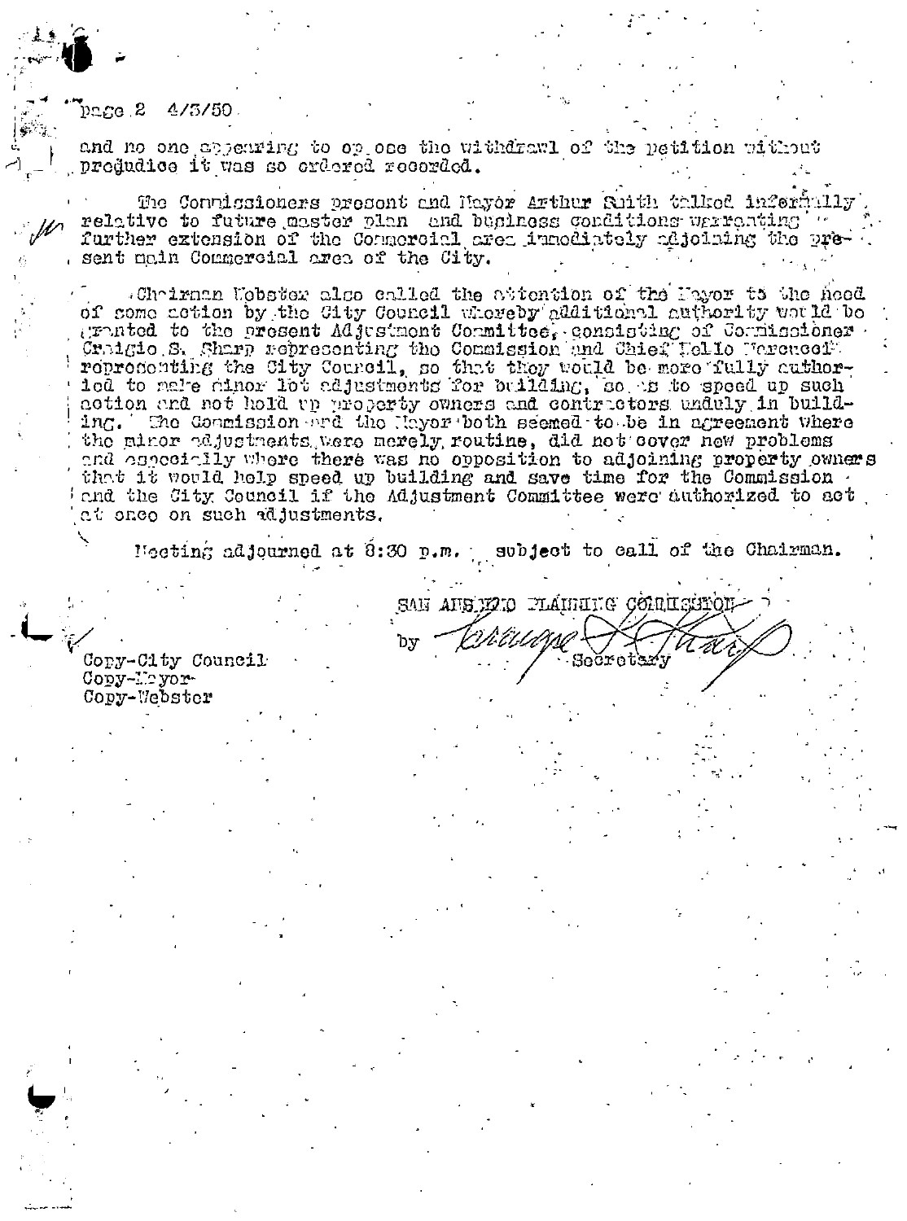Page 2 4/3/50

and no one appearing to oppose the withdrawl of the petition without prejudice it was so ordered recorded.

The Commissioners present and Mayor Arthur Smith talked informally relative to future master plan and business conditions warranting further extension of the Commercial area immediately adjoining the present main Commercial area of the City.

Chairman Webster also called the attention of the Mayor to the need of some action by the City Council whereby additional authority would be granted to the present Adjustment Committee, consisting of Commissioner Craigie S. Sharp representing the Commission and Chief Hollo Torence representing the City Council, so that they would be more fully authorized to make minor lot adjustments for building, so as to speed up such action and not hold up property owners and contractors unduly in building. The Commission and the Mayor both seemed to be in agreement where the minor adjustments were merely routine, did not cover new problems and especially where there was no opposition to adjoining property owners that it would help speed up building and save time for the Commission and the City Council if the Adjustment Committee were authorized to act at once on such adjustments.

Meeting adjourned at 8:30 p.m. subject to call of the Chairman.

SAN ANGELO PLANNING COMMISSION

by [signature] Secretary

Copy-City Council
Copy-Mayor
Copy-Webster